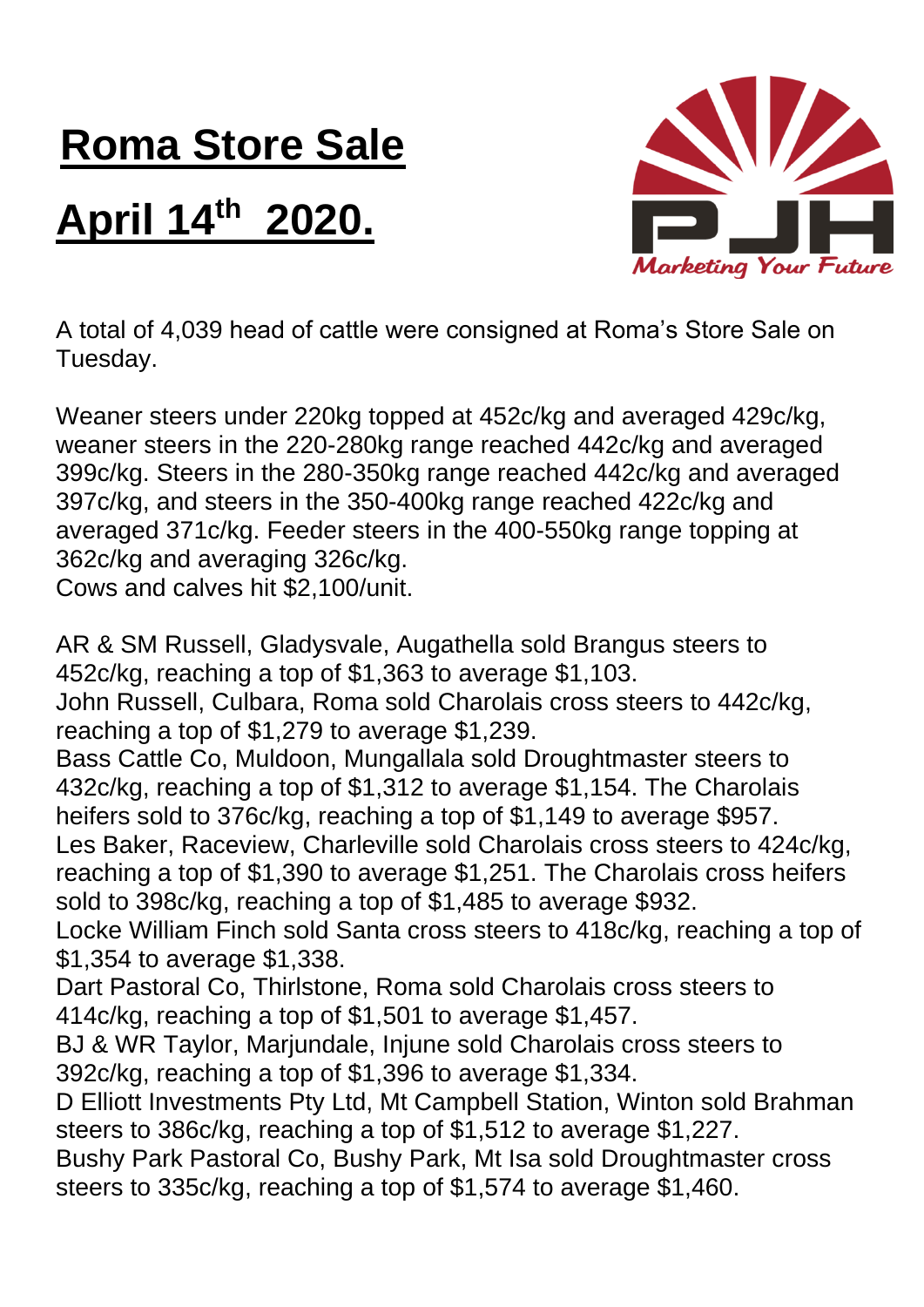# Roma Store Sale

# April 14th 2020.

Marketing Your Future

A total of 4,039 head of cattle were consigned at Roma's Store Sale on Tuesday.

Weaner steers under 220kg topped at 452c/kg and averaged 429c/kg, weaner steers in the 220-280kg range reached 442c/kg and averaged 399c/kg. Steers in the 280-350kg range reached 442c/kg and averaged 397c/kg, and steers in the 350-400kg range reached 422c/kg and averaged 371c/kg. Feeder steers in the 400-550kg range topping at 362c/kg and averaging 326c/kg.
Cows and calves hit $2,100/unit.

AR & SM Russell, Gladysvale, Augathella sold Brangus steers to 452c/kg, reaching a top of $1,363 to average $1,103.
John Russell, Culbara, Roma sold Charolais cross steers to 442c/kg, reaching a top of $1,279 to average $1,239.
Bass Cattle Co, Muldoon, Mungallala sold Droughtmaster steers to 432c/kg, reaching a top of $1,312 to average $1,154. The Charolais heifers sold to 376c/kg, reaching a top of $1,149 to average $957.
Les Baker, Raceview, Charleville sold Charolais cross steers to 424c/kg, reaching a top of $1,390 to average $1,251. The Charolais cross heifers sold to 398c/kg, reaching a top of $1,485 to average $932.
Locke William Finch sold Santa cross steers to 418c/kg, reaching a top of $1,354 to average $1,338.
Dart Pastoral Co, Thirlstone, Roma sold Charolais cross steers to 414c/kg, reaching a top of $1,501 to average $1,457.
BJ & WR Taylor, Marjundale, Injune sold Charolais cross steers to 392c/kg, reaching a top of $1,396 to average $1,334.
D Elliott Investments Pty Ltd, Mt Campbell Station, Winton sold Brahman steers to 386c/kg, reaching a top of $1,512 to average $1,227.
Bushy Park Pastoral Co, Bushy Park, Mt Isa sold Droughtmaster cross steers to 335c/kg, reaching a top of $1,574 to average $1,460.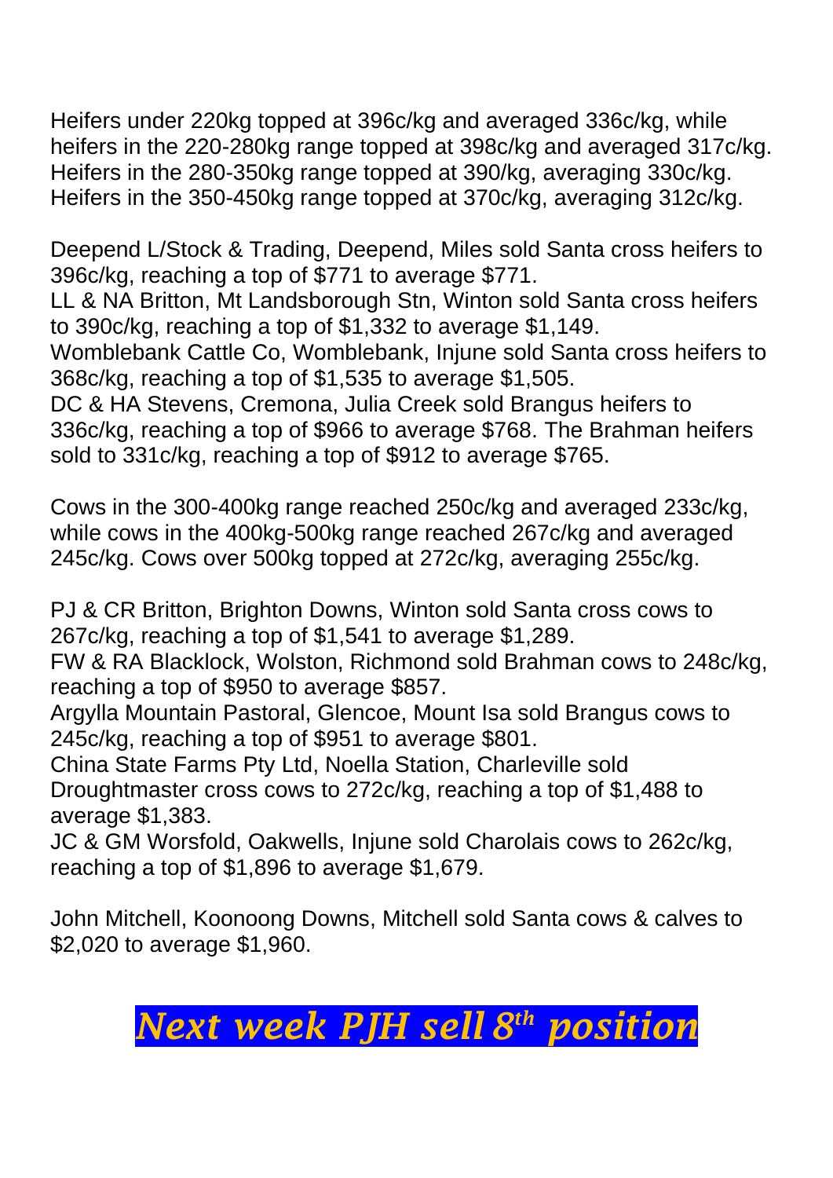Heifers under 220kg topped at 396c/kg and averaged 336c/kg, while heifers in the 220-280kg range topped at 398c/kg and averaged 317c/kg. Heifers in the 280-350kg range topped at 390/kg, averaging 330c/kg. Heifers in the 350-450kg range topped at 370c/kg, averaging 312c/kg.

Deepend L/Stock & Trading, Deepend, Miles sold Santa cross heifers to 396c/kg, reaching a top of $771 to average $771.
LL & NA Britton, Mt Landsborough Stn, Winton sold Santa cross heifers to 390c/kg, reaching a top of $1,332 to average $1,149.
Womblebank Cattle Co, Womblebank, Injune sold Santa cross heifers to 368c/kg, reaching a top of $1,535 to average $1,505.
DC & HA Stevens, Cremona, Julia Creek sold Brangus heifers to 336c/kg, reaching a top of $966 to average $768. The Brahman heifers sold to 331c/kg, reaching a top of $912 to average $765.

Cows in the 300-400kg range reached 250c/kg and averaged 233c/kg, while cows in the 400kg-500kg range reached 267c/kg and averaged 245c/kg. Cows over 500kg topped at 272c/kg, averaging 255c/kg.

PJ & CR Britton, Brighton Downs, Winton sold Santa cross cows to 267c/kg, reaching a top of $1,541 to average $1,289.
FW & RA Blacklock, Wolston, Richmond sold Brahman cows to 248c/kg, reaching a top of $950 to average $857.
Argylla Mountain Pastoral, Glencoe, Mount Isa sold Brangus cows to 245c/kg, reaching a top of $951 to average $801.
China State Farms Pty Ltd, Noella Station, Charleville sold Droughtmaster cross cows to 272c/kg, reaching a top of $1,488 to average $1,383.
JC & GM Worsfold, Oakwells, Injune sold Charolais cows to 262c/kg, reaching a top of $1,896 to average $1,679.

John Mitchell, Koonoong Downs, Mitchell sold Santa cows & calves to $2,020 to average $1,960.

## *Next week PJH sell 8th position*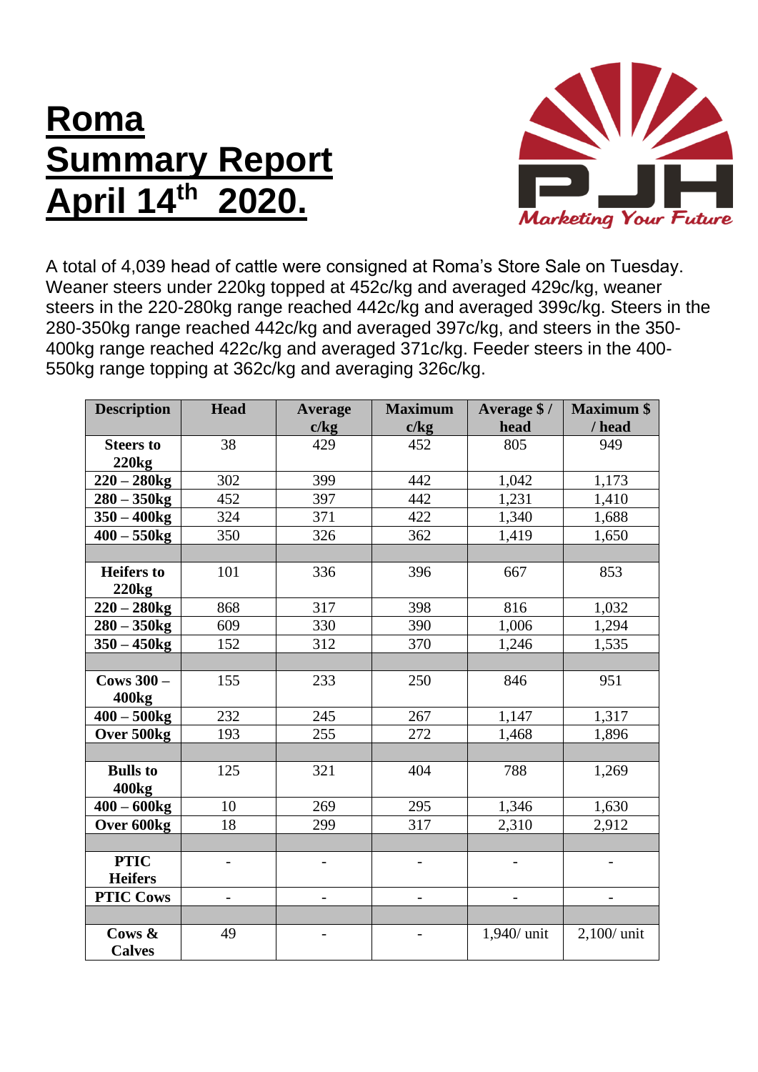# Roma Summary Report April 14th 2020.

PJH
*Marketing Your Future*

A total of 4,039 head of cattle were consigned at Roma's Store Sale on Tuesday. Weaner steers under 220kg topped at 452c/kg and averaged 429c/kg, weaner steers in the 220-280kg range reached 442c/kg and averaged 399c/kg. Steers in the 280-350kg range reached 442c/kg and averaged 397c/kg, and steers in the 350-400kg range reached 422c/kg and averaged 371c/kg. Feeder steers in the 400-550kg range topping at 362c/kg and averaging 326c/kg.

| Description | Head | Average c/kg | Maximum c/kg | Average $ / head | Maximum $ / head |
|---|---|---|---|---|---|
| **Steers to 220kg** | 38 | 429 | 452 | 805 | 949 |
| **220 – 280kg** | 302 | 399 | 442 | 1,042 | 1,173 |
| **280 – 350kg** | 452 | 397 | 442 | 1,231 | 1,410 |
| **350 – 400kg** | 324 | 371 | 422 | 1,340 | 1,688 |
| **400 – 550kg** | 350 | 326 | 362 | 1,419 | 1,650 |
| | | | | | |
| **Heifers to 220kg** | 101 | 336 | 396 | 667 | 853 |
| **220 – 280kg** | 868 | 317 | 398 | 816 | 1,032 |
| **280 – 350kg** | 609 | 330 | 390 | 1,006 | 1,294 |
| **350 – 450kg** | 152 | 312 | 370 | 1,246 | 1,535 |
| | | | | | |
| **Cows 300 – 400kg** | 155 | 233 | 250 | 846 | 951 |
| **400 – 500kg** | 232 | 245 | 267 | 1,147 | 1,317 |
| **Over 500kg** | 193 | 255 | 272 | 1,468 | 1,896 |
| | | | | | |
| **Bulls to 400kg** | 125 | 321 | 404 | 788 | 1,269 |
| **400 – 600kg** | 10 | 269 | 295 | 1,346 | 1,630 |
| **Over 600kg** | 18 | 299 | 317 | 2,310 | 2,912 |
| | | | | | |
| **PTIC Heifers** | - | - | - | - | - |
| **PTIC Cows** | - | - | - | - | - |
| | | | | | |
| **Cows & Calves** | 49 | - | - | 1,940/ unit | 2,100/ unit |